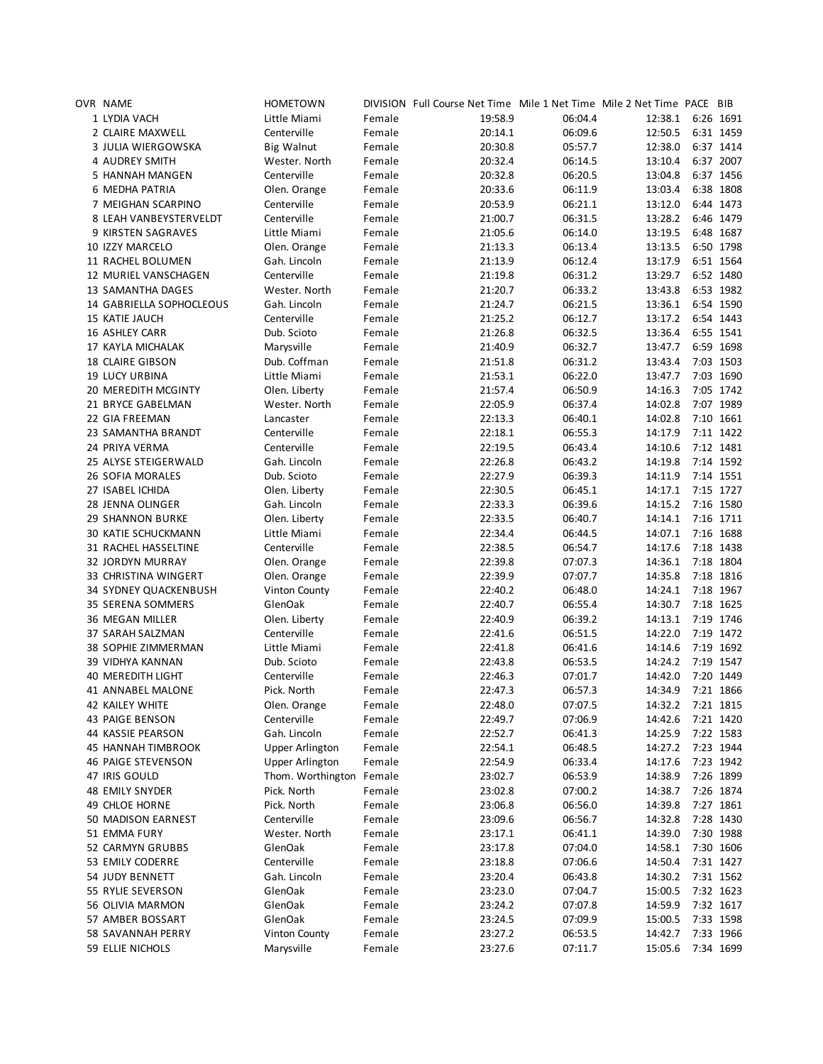| OVR | NAME | HOMETOWN | DIVISION | Full Course Net Time | Mile 1 Net Time | Mile 2 Net Time | PACE | BIB |
|---|---|---|---|---|---|---|---|---|
| 1 | LYDIA VACH | Little Miami | Female | 19:58.9 | 06:04.4 | 12:38.1 | 6:26 | 1691 |
| 2 | CLAIRE MAXWELL | Centerville | Female | 20:14.1 | 06:09.6 | 12:50.5 | 6:31 | 1459 |
| 3 | JULIA WIERGOWSKA | Big Walnut | Female | 20:30.8 | 05:57.7 | 12:38.0 | 6:37 | 1414 |
| 4 | AUDREY SMITH | Wester. North | Female | 20:32.4 | 06:14.5 | 13:10.4 | 6:37 | 2007 |
| 5 | HANNAH MANGEN | Centerville | Female | 20:32.8 | 06:20.5 | 13:04.8 | 6:37 | 1456 |
| 6 | MEDHA PATRIA | Olen. Orange | Female | 20:33.6 | 06:11.9 | 13:03.4 | 6:38 | 1808 |
| 7 | MEIGHAN SCARPINO | Centerville | Female | 20:53.9 | 06:21.1 | 13:12.0 | 6:44 | 1473 |
| 8 | LEAH VANBEYSTERVELDT | Centerville | Female | 21:00.7 | 06:31.5 | 13:28.2 | 6:46 | 1479 |
| 9 | KIRSTEN SAGRAVES | Little Miami | Female | 21:05.6 | 06:14.0 | 13:19.5 | 6:48 | 1687 |
| 10 | IZZY MARCELO | Olen. Orange | Female | 21:13.3 | 06:13.4 | 13:13.5 | 6:50 | 1798 |
| 11 | RACHEL BOLUMEN | Gah. Lincoln | Female | 21:13.9 | 06:12.4 | 13:17.9 | 6:51 | 1564 |
| 12 | MURIEL VANSCHAGEN | Centerville | Female | 21:19.8 | 06:31.2 | 13:29.7 | 6:52 | 1480 |
| 13 | SAMANTHA DAGES | Wester. North | Female | 21:20.7 | 06:33.2 | 13:43.8 | 6:53 | 1982 |
| 14 | GABRIELLA SOPHOCLEOUS | Gah. Lincoln | Female | 21:24.7 | 06:21.5 | 13:36.1 | 6:54 | 1590 |
| 15 | KATIE JAUCH | Centerville | Female | 21:25.2 | 06:12.7 | 13:17.2 | 6:54 | 1443 |
| 16 | ASHLEY CARR | Dub. Scioto | Female | 21:26.8 | 06:32.5 | 13:36.4 | 6:55 | 1541 |
| 17 | KAYLA MICHALAK | Marysville | Female | 21:40.9 | 06:32.7 | 13:47.7 | 6:59 | 1698 |
| 18 | CLAIRE GIBSON | Dub. Coffman | Female | 21:51.8 | 06:31.2 | 13:43.4 | 7:03 | 1503 |
| 19 | LUCY URBINA | Little Miami | Female | 21:53.1 | 06:22.0 | 13:47.7 | 7:03 | 1690 |
| 20 | MEREDITH MCGINTY | Olen. Liberty | Female | 21:57.4 | 06:50.9 | 14:16.3 | 7:05 | 1742 |
| 21 | BRYCE GABELMAN | Wester. North | Female | 22:05.9 | 06:37.4 | 14:02.8 | 7:07 | 1989 |
| 22 | GIA FREEMAN | Lancaster | Female | 22:13.3 | 06:40.1 | 14:02.8 | 7:10 | 1661 |
| 23 | SAMANTHA BRANDT | Centerville | Female | 22:18.1 | 06:55.3 | 14:17.9 | 7:11 | 1422 |
| 24 | PRIYA VERMA | Centerville | Female | 22:19.5 | 06:43.4 | 14:10.6 | 7:12 | 1481 |
| 25 | ALYSE STEIGERWALD | Gah. Lincoln | Female | 22:26.8 | 06:43.2 | 14:19.8 | 7:14 | 1592 |
| 26 | SOFIA MORALES | Dub. Scioto | Female | 22:27.9 | 06:39.3 | 14:11.9 | 7:14 | 1551 |
| 27 | ISABEL ICHIDA | Olen. Liberty | Female | 22:30.5 | 06:45.1 | 14:17.1 | 7:15 | 1727 |
| 28 | JENNA OLINGER | Gah. Lincoln | Female | 22:33.3 | 06:39.6 | 14:15.2 | 7:16 | 1580 |
| 29 | SHANNON BURKE | Olen. Liberty | Female | 22:33.5 | 06:40.7 | 14:14.1 | 7:16 | 1711 |
| 30 | KATIE SCHUCKMANN | Little Miami | Female | 22:34.4 | 06:44.5 | 14:07.1 | 7:16 | 1688 |
| 31 | RACHEL HASSELTINE | Centerville | Female | 22:38.5 | 06:54.7 | 14:17.6 | 7:18 | 1438 |
| 32 | JORDYN MURRAY | Olen. Orange | Female | 22:39.8 | 07:07.3 | 14:36.1 | 7:18 | 1804 |
| 33 | CHRISTINA WINGERT | Olen. Orange | Female | 22:39.9 | 07:07.7 | 14:35.8 | 7:18 | 1816 |
| 34 | SYDNEY QUACKENBUSH | Vinton County | Female | 22:40.2 | 06:48.0 | 14:24.1 | 7:18 | 1967 |
| 35 | SERENA SOMMERS | GlenOak | Female | 22:40.7 | 06:55.4 | 14:30.7 | 7:18 | 1625 |
| 36 | MEGAN MILLER | Olen. Liberty | Female | 22:40.9 | 06:39.2 | 14:13.1 | 7:19 | 1746 |
| 37 | SARAH SALZMAN | Centerville | Female | 22:41.6 | 06:51.5 | 14:22.0 | 7:19 | 1472 |
| 38 | SOPHIE ZIMMERMAN | Little Miami | Female | 22:41.8 | 06:41.6 | 14:14.6 | 7:19 | 1692 |
| 39 | VIDHYA KANNAN | Dub. Scioto | Female | 22:43.8 | 06:53.5 | 14:24.2 | 7:19 | 1547 |
| 40 | MEREDITH LIGHT | Centerville | Female | 22:46.3 | 07:01.7 | 14:42.0 | 7:20 | 1449 |
| 41 | ANNABEL MALONE | Pick. North | Female | 22:47.3 | 06:57.3 | 14:34.9 | 7:21 | 1866 |
| 42 | KAILEY WHITE | Olen. Orange | Female | 22:48.0 | 07:07.5 | 14:32.2 | 7:21 | 1815 |
| 43 | PAIGE BENSON | Centerville | Female | 22:49.7 | 07:06.9 | 14:42.6 | 7:21 | 1420 |
| 44 | KASSIE PEARSON | Gah. Lincoln | Female | 22:52.7 | 06:41.3 | 14:25.9 | 7:22 | 1583 |
| 45 | HANNAH TIMBROOK | Upper Arlington | Female | 22:54.1 | 06:48.5 | 14:27.2 | 7:23 | 1944 |
| 46 | PAIGE STEVENSON | Upper Arlington | Female | 22:54.9 | 06:33.4 | 14:17.6 | 7:23 | 1942 |
| 47 | IRIS GOULD | Thom. Worthington | Female | 23:02.7 | 06:53.9 | 14:38.9 | 7:26 | 1899 |
| 48 | EMILY SNYDER | Pick. North | Female | 23:02.8 | 07:00.2 | 14:38.7 | 7:26 | 1874 |
| 49 | CHLOE HORNE | Pick. North | Female | 23:06.8 | 06:56.0 | 14:39.8 | 7:27 | 1861 |
| 50 | MADISON EARNEST | Centerville | Female | 23:09.6 | 06:56.7 | 14:32.8 | 7:28 | 1430 |
| 51 | EMMA FURY | Wester. North | Female | 23:17.1 | 06:41.1 | 14:39.0 | 7:30 | 1988 |
| 52 | CARMYN GRUBBS | GlenOak | Female | 23:17.8 | 07:04.0 | 14:58.1 | 7:30 | 1606 |
| 53 | EMILY CODERRE | Centerville | Female | 23:18.8 | 07:06.6 | 14:50.4 | 7:31 | 1427 |
| 54 | JUDY BENNETT | Gah. Lincoln | Female | 23:20.4 | 06:43.8 | 14:30.2 | 7:31 | 1562 |
| 55 | RYLIE SEVERSON | GlenOak | Female | 23:23.0 | 07:04.7 | 15:00.5 | 7:32 | 1623 |
| 56 | OLIVIA MARMON | GlenOak | Female | 23:24.2 | 07:07.8 | 14:59.9 | 7:32 | 1617 |
| 57 | AMBER BOSSART | GlenOak | Female | 23:24.5 | 07:09.9 | 15:00.5 | 7:33 | 1598 |
| 58 | SAVANNAH PERRY | Vinton County | Female | 23:27.2 | 06:53.5 | 14:42.7 | 7:33 | 1966 |
| 59 | ELLIE NICHOLS | Marysville | Female | 23:27.6 | 07:11.7 | 15:05.6 | 7:34 | 1699 |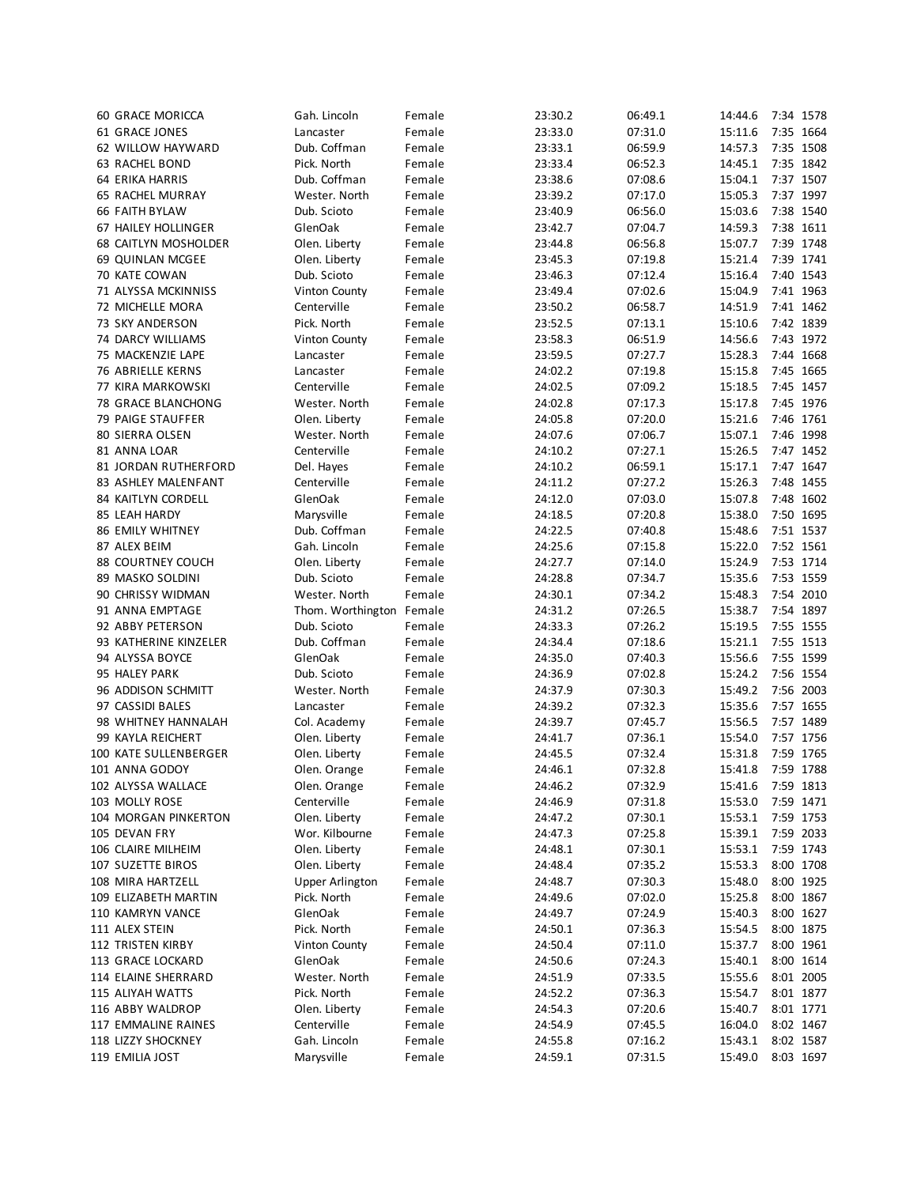| | | | | | | | |
|---|---|---|---|---|---|---|---|
| 60 | GRACE MORICCA | Gah. Lincoln | Female | 23:30.2 | 06:49.1 | 14:44.6 | 7:34 1578 |
| 61 | GRACE JONES | Lancaster | Female | 23:33.0 | 07:31.0 | 15:11.6 | 7:35 1664 |
| 62 | WILLOW HAYWARD | Dub. Coffman | Female | 23:33.1 | 06:59.9 | 14:57.3 | 7:35 1508 |
| 63 | RACHEL BOND | Pick. North | Female | 23:33.4 | 06:52.3 | 14:45.1 | 7:35 1842 |
| 64 | ERIKA HARRIS | Dub. Coffman | Female | 23:38.6 | 07:08.6 | 15:04.1 | 7:37 1507 |
| 65 | RACHEL MURRAY | Wester. North | Female | 23:39.2 | 07:17.0 | 15:05.3 | 7:37 1997 |
| 66 | FAITH BYLAW | Dub. Scioto | Female | 23:40.9 | 06:56.0 | 15:03.6 | 7:38 1540 |
| 67 | HAILEY HOLLINGER | GlenOak | Female | 23:42.7 | 07:04.7 | 14:59.3 | 7:38 1611 |
| 68 | CAITLYN MOSHOLDER | Olen. Liberty | Female | 23:44.8 | 06:56.8 | 15:07.7 | 7:39 1748 |
| 69 | QUINLAN MCGEE | Olen. Liberty | Female | 23:45.3 | 07:19.8 | 15:21.4 | 7:39 1741 |
| 70 | KATE COWAN | Dub. Scioto | Female | 23:46.3 | 07:12.4 | 15:16.4 | 7:40 1543 |
| 71 | ALYSSA MCKINNISS | Vinton County | Female | 23:49.4 | 07:02.6 | 15:04.9 | 7:41 1963 |
| 72 | MICHELLE MORA | Centerville | Female | 23:50.2 | 06:58.7 | 14:51.9 | 7:41 1462 |
| 73 | SKY ANDERSON | Pick. North | Female | 23:52.5 | 07:13.1 | 15:10.6 | 7:42 1839 |
| 74 | DARCY WILLIAMS | Vinton County | Female | 23:58.3 | 06:51.9 | 14:56.6 | 7:43 1972 |
| 75 | MACKENZIE LAPE | Lancaster | Female | 23:59.5 | 07:27.7 | 15:28.3 | 7:44 1668 |
| 76 | ABRIELLE KERNS | Lancaster | Female | 24:02.2 | 07:19.8 | 15:15.8 | 7:45 1665 |
| 77 | KIRA MARKOWSKI | Centerville | Female | 24:02.5 | 07:09.2 | 15:18.5 | 7:45 1457 |
| 78 | GRACE BLANCHONG | Wester. North | Female | 24:02.8 | 07:17.3 | 15:17.8 | 7:45 1976 |
| 79 | PAIGE STAUFFER | Olen. Liberty | Female | 24:05.8 | 07:20.0 | 15:21.6 | 7:46 1761 |
| 80 | SIERRA OLSEN | Wester. North | Female | 24:07.6 | 07:06.7 | 15:07.1 | 7:46 1998 |
| 81 | ANNA LOAR | Centerville | Female | 24:10.2 | 07:27.1 | 15:26.5 | 7:47 1452 |
| 81 | JORDAN RUTHERFORD | Del. Hayes | Female | 24:10.2 | 06:59.1 | 15:17.1 | 7:47 1647 |
| 83 | ASHLEY MALENFANT | Centerville | Female | 24:11.2 | 07:27.2 | 15:26.3 | 7:48 1455 |
| 84 | KAITLYN CORDELL | GlenOak | Female | 24:12.0 | 07:03.0 | 15:07.8 | 7:48 1602 |
| 85 | LEAH HARDY | Marysville | Female | 24:18.5 | 07:20.8 | 15:38.0 | 7:50 1695 |
| 86 | EMILY WHITNEY | Dub. Coffman | Female | 24:22.5 | 07:40.8 | 15:48.6 | 7:51 1537 |
| 87 | ALEX BEIM | Gah. Lincoln | Female | 24:25.6 | 07:15.8 | 15:22.0 | 7:52 1561 |
| 88 | COURTNEY COUCH | Olen. Liberty | Female | 24:27.7 | 07:14.0 | 15:24.9 | 7:53 1714 |
| 89 | MASKO SOLDINI | Dub. Scioto | Female | 24:28.8 | 07:34.7 | 15:35.6 | 7:53 1559 |
| 90 | CHRISSY WIDMAN | Wester. North | Female | 24:30.1 | 07:34.2 | 15:48.3 | 7:54 2010 |
| 91 | ANNA EMPTAGE | Thom. Worthington | Female | 24:31.2 | 07:26.5 | 15:38.7 | 7:54 1897 |
| 92 | ABBY PETERSON | Dub. Scioto | Female | 24:33.3 | 07:26.2 | 15:19.5 | 7:55 1555 |
| 93 | KATHERINE KINZELER | Dub. Coffman | Female | 24:34.4 | 07:18.6 | 15:21.1 | 7:55 1513 |
| 94 | ALYSSA BOYCE | GlenOak | Female | 24:35.0 | 07:40.3 | 15:56.6 | 7:55 1599 |
| 95 | HALEY PARK | Dub. Scioto | Female | 24:36.9 | 07:02.8 | 15:24.2 | 7:56 1554 |
| 96 | ADDISON SCHMITT | Wester. North | Female | 24:37.9 | 07:30.3 | 15:49.2 | 7:56 2003 |
| 97 | CASSIDI BALES | Lancaster | Female | 24:39.2 | 07:32.3 | 15:35.6 | 7:57 1655 |
| 98 | WHITNEY HANNALAH | Col. Academy | Female | 24:39.7 | 07:45.7 | 15:56.5 | 7:57 1489 |
| 99 | KAYLA REICHERT | Olen. Liberty | Female | 24:41.7 | 07:36.1 | 15:54.0 | 7:57 1756 |
| 100 | KATE SULLENBERGER | Olen. Liberty | Female | 24:45.5 | 07:32.4 | 15:31.8 | 7:59 1765 |
| 101 | ANNA GODOY | Olen. Orange | Female | 24:46.1 | 07:32.8 | 15:41.8 | 7:59 1788 |
| 102 | ALYSSA WALLACE | Olen. Orange | Female | 24:46.2 | 07:32.9 | 15:41.6 | 7:59 1813 |
| 103 | MOLLY ROSE | Centerville | Female | 24:46.9 | 07:31.8 | 15:53.0 | 7:59 1471 |
| 104 | MORGAN PINKERTON | Olen. Liberty | Female | 24:47.2 | 07:30.1 | 15:53.1 | 7:59 1753 |
| 105 | DEVAN FRY | Wor. Kilbourne | Female | 24:47.3 | 07:25.8 | 15:39.1 | 7:59 2033 |
| 106 | CLAIRE MILHEIM | Olen. Liberty | Female | 24:48.1 | 07:30.1 | 15:53.1 | 7:59 1743 |
| 107 | SUZETTE BIROS | Olen. Liberty | Female | 24:48.4 | 07:35.2 | 15:53.3 | 8:00 1708 |
| 108 | MIRA HARTZELL | Upper Arlington | Female | 24:48.7 | 07:30.3 | 15:48.0 | 8:00 1925 |
| 109 | ELIZABETH MARTIN | Pick. North | Female | 24:49.6 | 07:02.0 | 15:25.8 | 8:00 1867 |
| 110 | KAMRYN VANCE | GlenOak | Female | 24:49.7 | 07:24.9 | 15:40.3 | 8:00 1627 |
| 111 | ALEX STEIN | Pick. North | Female | 24:50.1 | 07:36.3 | 15:54.5 | 8:00 1875 |
| 112 | TRISTEN KIRBY | Vinton County | Female | 24:50.4 | 07:11.0 | 15:37.7 | 8:00 1961 |
| 113 | GRACE LOCKARD | GlenOak | Female | 24:50.6 | 07:24.3 | 15:40.1 | 8:00 1614 |
| 114 | ELAINE SHERRARD | Wester. North | Female | 24:51.9 | 07:33.5 | 15:55.6 | 8:01 2005 |
| 115 | ALIYAH WATTS | Pick. North | Female | 24:52.2 | 07:36.3 | 15:54.7 | 8:01 1877 |
| 116 | ABBY WALDROP | Olen. Liberty | Female | 24:54.3 | 07:20.6 | 15:40.7 | 8:01 1771 |
| 117 | EMMALINE RAINES | Centerville | Female | 24:54.9 | 07:45.5 | 16:04.0 | 8:02 1467 |
| 118 | LIZZY SHOCKNEY | Gah. Lincoln | Female | 24:55.8 | 07:16.2 | 15:43.1 | 8:02 1587 |
| 119 | EMILIA JOST | Marysville | Female | 24:59.1 | 07:31.5 | 15:49.0 | 8:03 1697 |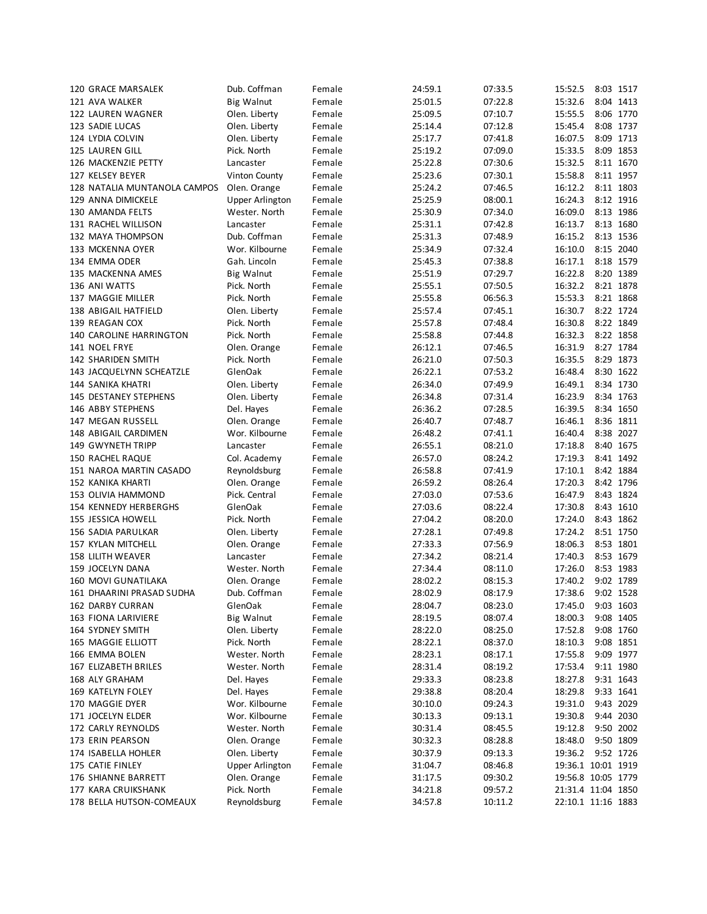| | | | | | | | | |
|---|---|---|---|---|---|---|---|---|
| 120 | GRACE MARSALEK | Dub. Coffman | Female | 24:59.1 | 07:33.5 | 15:52.5 | 8:03 | 1517 |
| 121 | AVA WALKER | Big Walnut | Female | 25:01.5 | 07:22.8 | 15:32.6 | 8:04 | 1413 |
| 122 | LAUREN WAGNER | Olen. Liberty | Female | 25:09.5 | 07:10.7 | 15:55.5 | 8:06 | 1770 |
| 123 | SADIE LUCAS | Olen. Liberty | Female | 25:14.4 | 07:12.8 | 15:45.4 | 8:08 | 1737 |
| 124 | LYDIA COLVIN | Olen. Liberty | Female | 25:17.7 | 07:41.8 | 16:07.5 | 8:09 | 1713 |
| 125 | LAUREN GILL | Pick. North | Female | 25:19.2 | 07:09.0 | 15:33.5 | 8:09 | 1853 |
| 126 | MACKENZIE PETTY | Lancaster | Female | 25:22.8 | 07:30.6 | 15:32.5 | 8:11 | 1670 |
| 127 | KELSEY BEYER | Vinton County | Female | 25:23.6 | 07:30.1 | 15:58.8 | 8:11 | 1957 |
| 128 | NATALIA MUNTANOLA CAMPOS | Olen. Orange | Female | 25:24.2 | 07:46.5 | 16:12.2 | 8:11 | 1803 |
| 129 | ANNA DIMICKELE | Upper Arlington | Female | 25:25.9 | 08:00.1 | 16:24.3 | 8:12 | 1916 |
| 130 | AMANDA FELTS | Wester. North | Female | 25:30.9 | 07:34.0 | 16:09.0 | 8:13 | 1986 |
| 131 | RACHEL WILLISON | Lancaster | Female | 25:31.1 | 07:42.8 | 16:13.7 | 8:13 | 1680 |
| 132 | MAYA THOMPSON | Dub. Coffman | Female | 25:31.3 | 07:48.9 | 16:15.2 | 8:13 | 1536 |
| 133 | MCKENNA OYER | Wor. Kilbourne | Female | 25:34.9 | 07:32.4 | 16:10.0 | 8:15 | 2040 |
| 134 | EMMA ODER | Gah. Lincoln | Female | 25:45.3 | 07:38.8 | 16:17.1 | 8:18 | 1579 |
| 135 | MACKENNA AMES | Big Walnut | Female | 25:51.9 | 07:29.7 | 16:22.8 | 8:20 | 1389 |
| 136 | ANI WATTS | Pick. North | Female | 25:55.1 | 07:50.5 | 16:32.2 | 8:21 | 1878 |
| 137 | MAGGIE MILLER | Pick. North | Female | 25:55.8 | 06:56.3 | 15:53.3 | 8:21 | 1868 |
| 138 | ABIGAIL HATFIELD | Olen. Liberty | Female | 25:57.4 | 07:45.1 | 16:30.7 | 8:22 | 1724 |
| 139 | REAGAN COX | Pick. North | Female | 25:57.8 | 07:48.4 | 16:30.8 | 8:22 | 1849 |
| 140 | CAROLINE HARRINGTON | Pick. North | Female | 25:58.8 | 07:44.8 | 16:32.3 | 8:22 | 1858 |
| 141 | NOEL FRYE | Olen. Orange | Female | 26:12.1 | 07:46.5 | 16:31.9 | 8:27 | 1784 |
| 142 | SHARIDEN SMITH | Pick. North | Female | 26:21.0 | 07:50.3 | 16:35.5 | 8:29 | 1873 |
| 143 | JACQUELYNN SCHEATZLE | GlenOak | Female | 26:22.1 | 07:53.2 | 16:48.4 | 8:30 | 1622 |
| 144 | SANIKA KHATRI | Olen. Liberty | Female | 26:34.0 | 07:49.9 | 16:49.1 | 8:34 | 1730 |
| 145 | DESTANEY STEPHENS | Olen. Liberty | Female | 26:34.8 | 07:31.4 | 16:23.9 | 8:34 | 1763 |
| 146 | ABBY STEPHENS | Del. Hayes | Female | 26:36.2 | 07:28.5 | 16:39.5 | 8:34 | 1650 |
| 147 | MEGAN RUSSELL | Olen. Orange | Female | 26:40.7 | 07:48.7 | 16:46.1 | 8:36 | 1811 |
| 148 | ABIGAIL CARDIMEN | Wor. Kilbourne | Female | 26:48.2 | 07:41.1 | 16:40.4 | 8:38 | 2027 |
| 149 | GWYNETH TRIPP | Lancaster | Female | 26:55.1 | 08:21.0 | 17:18.8 | 8:40 | 1675 |
| 150 | RACHEL RAQUE | Col. Academy | Female | 26:57.0 | 08:24.2 | 17:19.3 | 8:41 | 1492 |
| 151 | NAROA MARTIN CASADO | Reynoldsburg | Female | 26:58.8 | 07:41.9 | 17:10.1 | 8:42 | 1884 |
| 152 | KANIKA KHARTI | Olen. Orange | Female | 26:59.2 | 08:26.4 | 17:20.3 | 8:42 | 1796 |
| 153 | OLIVIA HAMMOND | Pick. Central | Female | 27:03.0 | 07:53.6 | 16:47.9 | 8:43 | 1824 |
| 154 | KENNEDY HERBERGHS | GlenOak | Female | 27:03.6 | 08:22.4 | 17:30.8 | 8:43 | 1610 |
| 155 | JESSICA HOWELL | Pick. North | Female | 27:04.2 | 08:20.0 | 17:24.0 | 8:43 | 1862 |
| 156 | SADIA PARULKAR | Olen. Liberty | Female | 27:28.1 | 07:49.8 | 17:24.2 | 8:51 | 1750 |
| 157 | KYLAN MITCHELL | Olen. Orange | Female | 27:33.3 | 07:56.9 | 18:06.3 | 8:53 | 1801 |
| 158 | LILITH WEAVER | Lancaster | Female | 27:34.2 | 08:21.4 | 17:40.3 | 8:53 | 1679 |
| 159 | JOCELYN DANA | Wester. North | Female | 27:34.4 | 08:11.0 | 17:26.0 | 8:53 | 1983 |
| 160 | MOVI GUNATILAKA | Olen. Orange | Female | 28:02.2 | 08:15.3 | 17:40.2 | 9:02 | 1789 |
| 161 | DHAARINI PRASAD SUDHA | Dub. Coffman | Female | 28:02.9 | 08:17.9 | 17:38.6 | 9:02 | 1528 |
| 162 | DARBY CURRAN | GlenOak | Female | 28:04.7 | 08:23.0 | 17:45.0 | 9:03 | 1603 |
| 163 | FIONA LARIVIERE | Big Walnut | Female | 28:19.5 | 08:07.4 | 18:00.3 | 9:08 | 1405 |
| 164 | SYDNEY SMITH | Olen. Liberty | Female | 28:22.0 | 08:25.0 | 17:52.8 | 9:08 | 1760 |
| 165 | MAGGIE ELLIOTT | Pick. North | Female | 28:22.1 | 08:37.0 | 18:10.3 | 9:08 | 1851 |
| 166 | EMMA BOLEN | Wester. North | Female | 28:23.1 | 08:17.1 | 17:55.8 | 9:09 | 1977 |
| 167 | ELIZABETH BRILES | Wester. North | Female | 28:31.4 | 08:19.2 | 17:53.4 | 9:11 | 1980 |
| 168 | ALY GRAHAM | Del. Hayes | Female | 29:33.3 | 08:23.8 | 18:27.8 | 9:31 | 1643 |
| 169 | KATELYN FOLEY | Del. Hayes | Female | 29:38.8 | 08:20.4 | 18:29.8 | 9:33 | 1641 |
| 170 | MAGGIE DYER | Wor. Kilbourne | Female | 30:10.0 | 09:24.3 | 19:31.0 | 9:43 | 2029 |
| 171 | JOCELYN ELDER | Wor. Kilbourne | Female | 30:13.3 | 09:13.1 | 19:30.8 | 9:44 | 2030 |
| 172 | CARLY REYNOLDS | Wester. North | Female | 30:31.4 | 08:45.5 | 19:12.8 | 9:50 | 2002 |
| 173 | ERIN PEARSON | Olen. Orange | Female | 30:32.3 | 08:28.8 | 18:48.0 | 9:50 | 1809 |
| 174 | ISABELLA HOHLER | Olen. Liberty | Female | 30:37.9 | 09:13.3 | 19:36.2 | 9:52 | 1726 |
| 175 | CATIE FINLEY | Upper Arlington | Female | 31:04.7 | 08:46.8 | 19:36.1 | 10:01 | 1919 |
| 176 | SHIANNE BARRETT | Olen. Orange | Female | 31:17.5 | 09:30.2 | 19:56.8 | 10:05 | 1779 |
| 177 | KARA CRUIKSHANK | Pick. North | Female | 34:21.8 | 09:57.2 | 21:31.4 | 11:04 | 1850 |
| 178 | BELLA HUTSON-COMEAUX | Reynoldsburg | Female | 34:57.8 | 10:11.2 | 22:10.1 | 11:16 | 1883 |